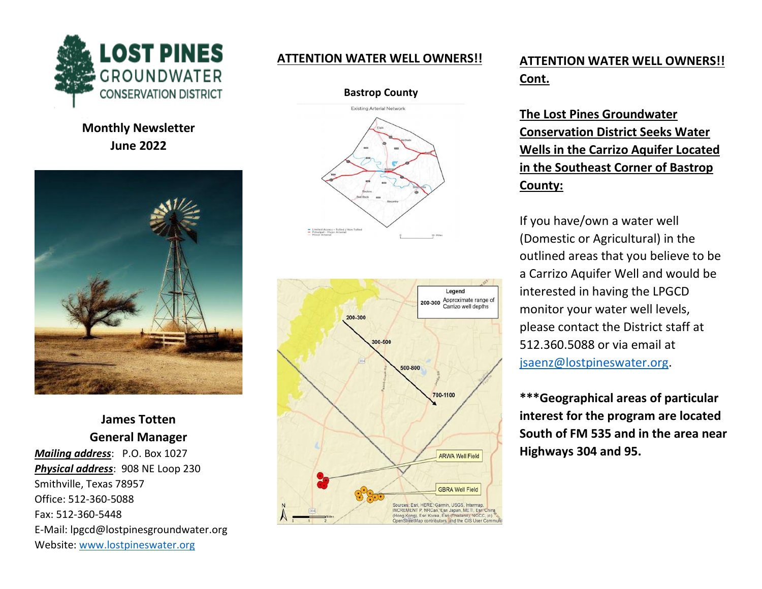**LOST PINES GROUNDWATER CONSERVATION DISTRICT**

**Monthly Newsletter**
**June 2022**

**James Totten**
**General Manager**

***Mailing address***: P.O. Box 1027
***Physical address***: 908 NE Loop 230
Smithville, Texas 78957
Office: 512-360-5088
Fax: 512-360-5448
E-Mail: lpgcd@lostpinesgroundwater.org
Website: [www.lostpineswater.org](http://www.lostpineswater.org)

## ATTENTION WATER WELL OWNERS!!

**Bastrop County**

## ATTENTION WATER WELL OWNERS!! Cont.

### The Lost Pines Groundwater Conservation District Seeks Water Wells in the Carrizo Aquifer Located in the Southeast Corner of Bastrop County:

If you have/own a water well (Domestic or Agricultural) in the outlined areas that you believe to be a Carrizo Aquifer Well and would be interested in having the LPGCD monitor your water well levels, please contact the District staff at 512.360.5088 or via email at [jsaenz@lostpineswater.org](mailto:jsaenz@lostpineswater.org).

**\*\*\*Geographical areas of particular interest for the program are located South of FM 535 and in the area near Highways 304 and 95.**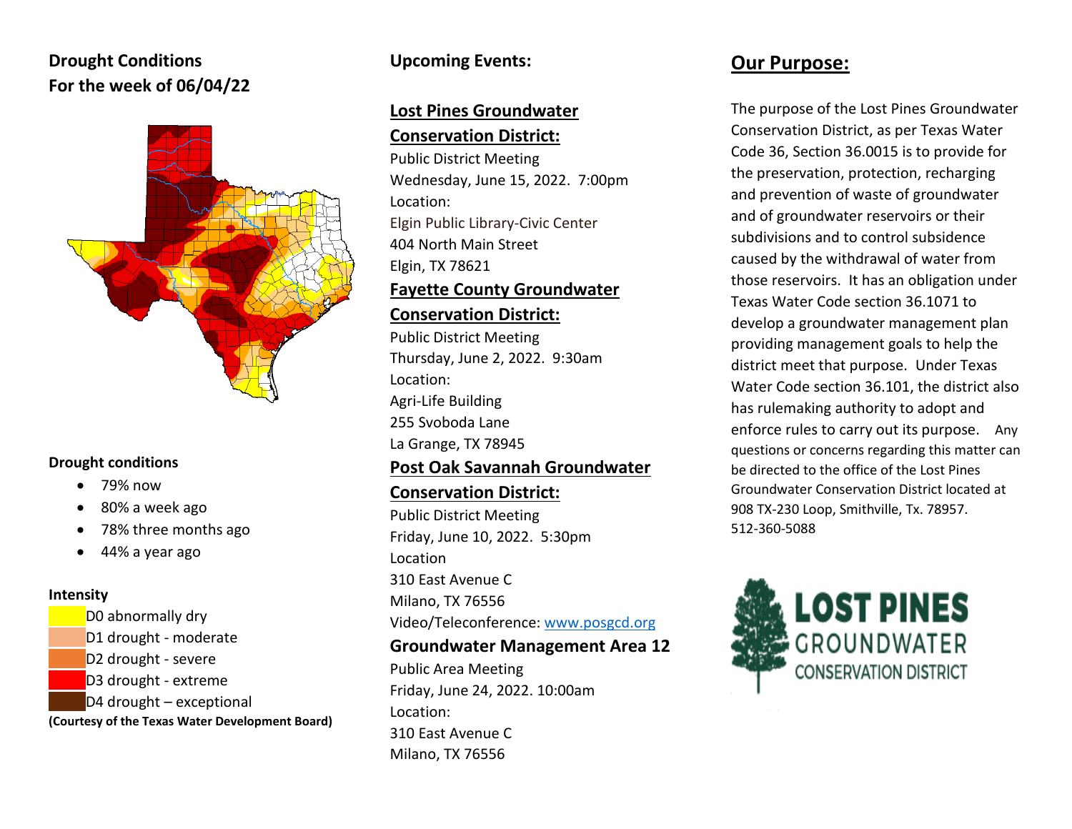## Drought Conditions
## For the week of 06/04/22

**Drought conditions**

- 79% now
- 80% a week ago
- 78% three months ago
- 44% a year ago

**Intensity**

D0 abnormally dry
D1 drought - moderate
D2 drought - severe
D3 drought - extreme
D4 drought – exceptional

**(Courtesy of the Texas Water Development Board)**

## Upcoming Events:

### Lost Pines Groundwater Conservation District:

Public District Meeting
Wednesday, June 15, 2022. 7:00pm
Location:
Elgin Public Library-Civic Center
404 North Main Street
Elgin, TX 78621

### Fayette County Groundwater Conservation District:

Public District Meeting
Thursday, June 2, 2022. 9:30am
Location:
Agri-Life Building
255 Svoboda Lane
La Grange, TX 78945

### Post Oak Savannah Groundwater Conservation District:

Public District Meeting
Friday, June 10, 2022. 5:30pm
Location
310 East Avenue C
Milano, TX 76556
Video/Teleconference: www.posgcd.org

### Groundwater Management Area 12

Public Area Meeting
Friday, June 24, 2022. 10:00am
Location:
310 East Avenue C
Milano, TX 76556

## Our Purpose:

The purpose of the Lost Pines Groundwater Conservation District, as per Texas Water Code 36, Section 36.0015 is to provide for the preservation, protection, recharging and prevention of waste of groundwater and of groundwater reservoirs or their subdivisions and to control subsidence caused by the withdrawal of water from those reservoirs. It has an obligation under Texas Water Code section 36.1071 to develop a groundwater management plan providing management goals to help the district meet that purpose. Under Texas Water Code section 36.101, the district also has rulemaking authority to adopt and enforce rules to carry out its purpose. Any questions or concerns regarding this matter can be directed to the office of the Lost Pines Groundwater Conservation District located at 908 TX-230 Loop, Smithville, Tx. 78957. 512-360-5088

LOST PINES GROUNDWATER CONSERVATION DISTRICT